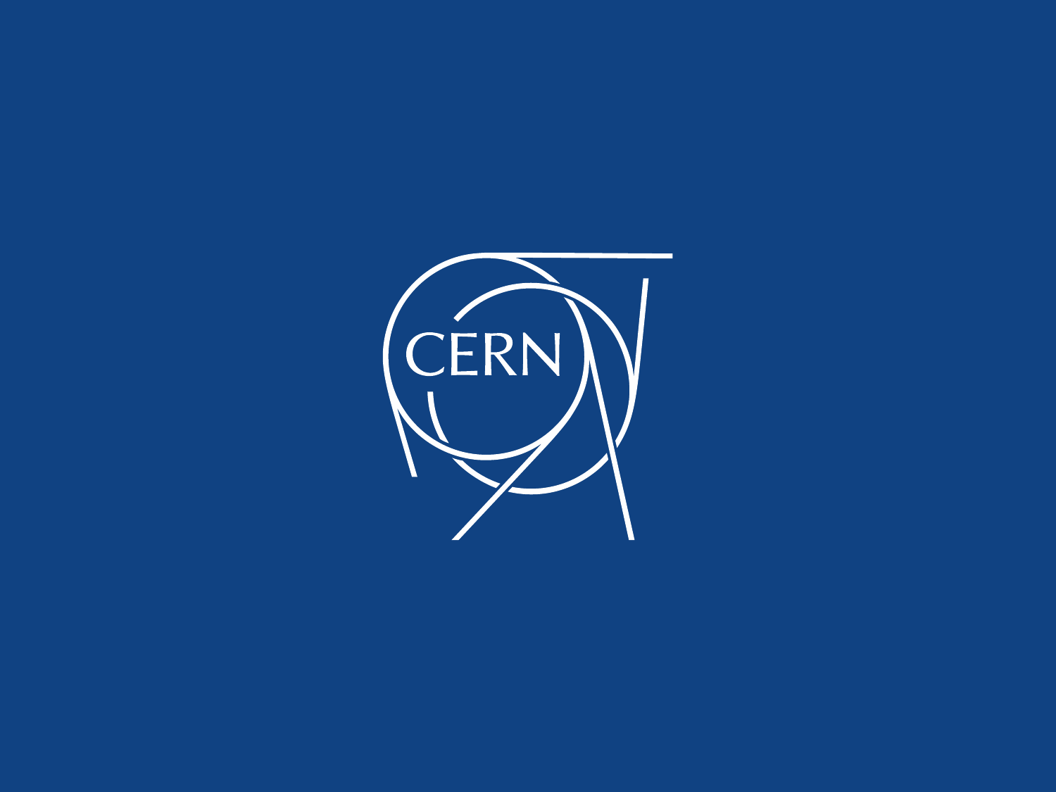CERN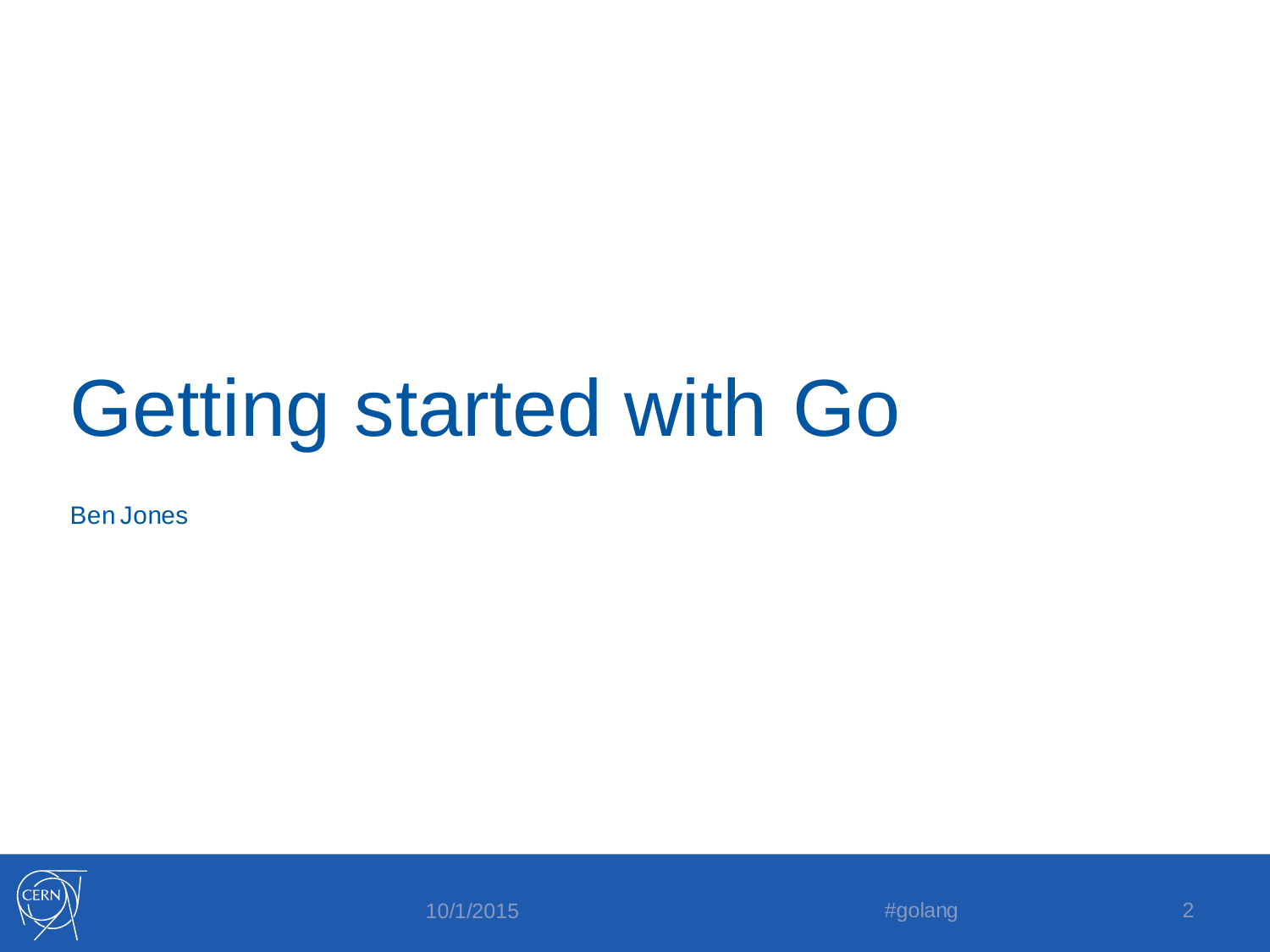# Getting started with Go

Ben Jones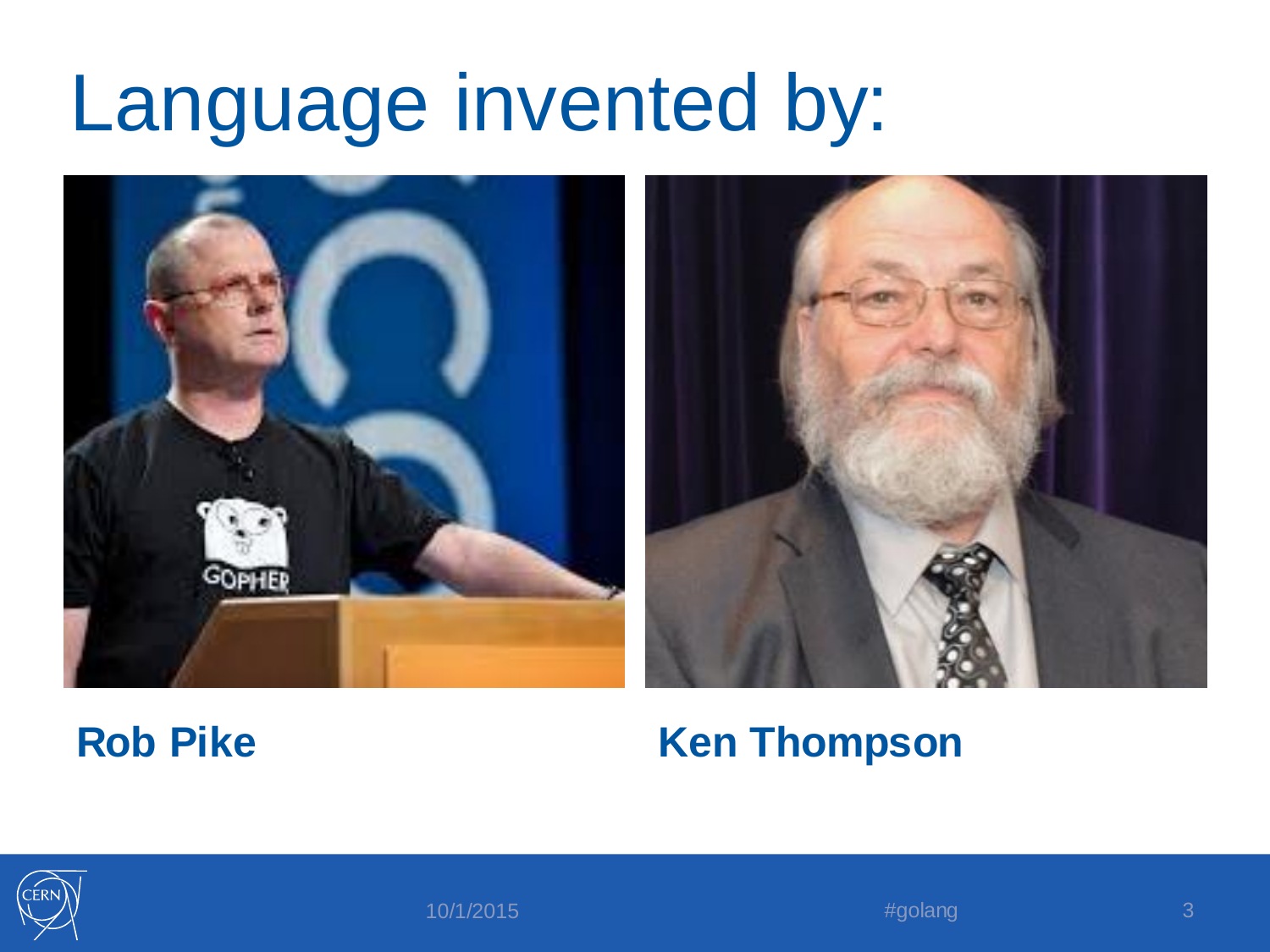# Language invented by:

**Rob Pike**

**Ken Thompson**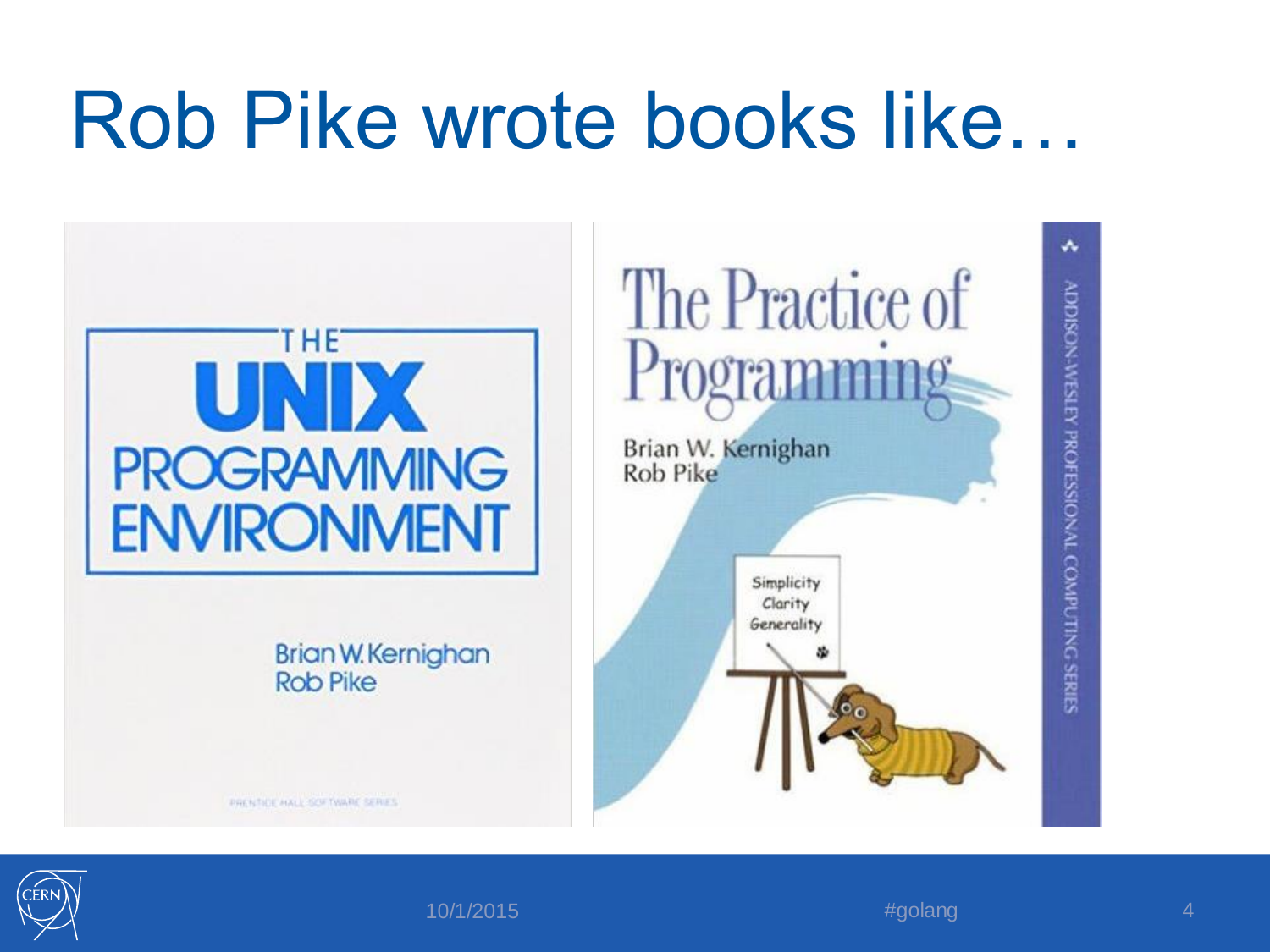# Rob Pike wrote books like…

THE
UNIX
PROGRAMMING
ENVIRONMENT

Brian W. Kernighan
Rob Pike

PRENTICE HALL SOFTWARE SERIES

The Practice of Programming

Brian W. Kernighan
Rob Pike

Simplicity
Clarity
Generality

ADDISON-WESLEY PROFESSIONAL COMPUTING SERIES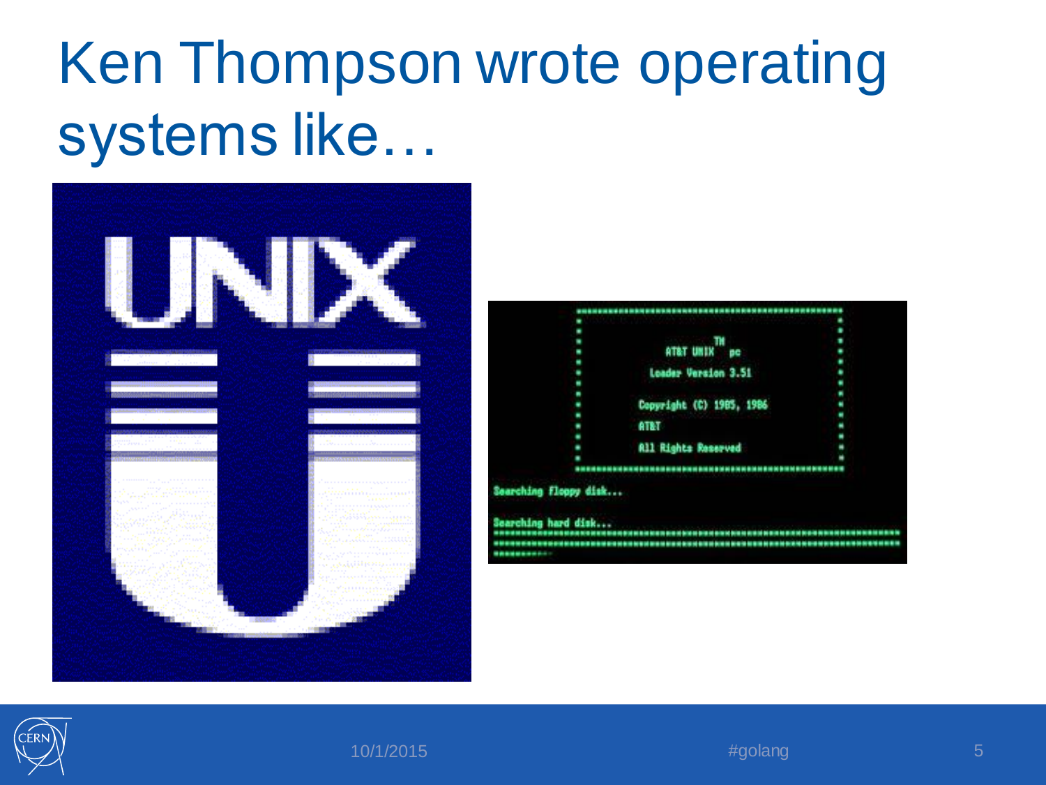# Ken Thompson wrote operating systems like…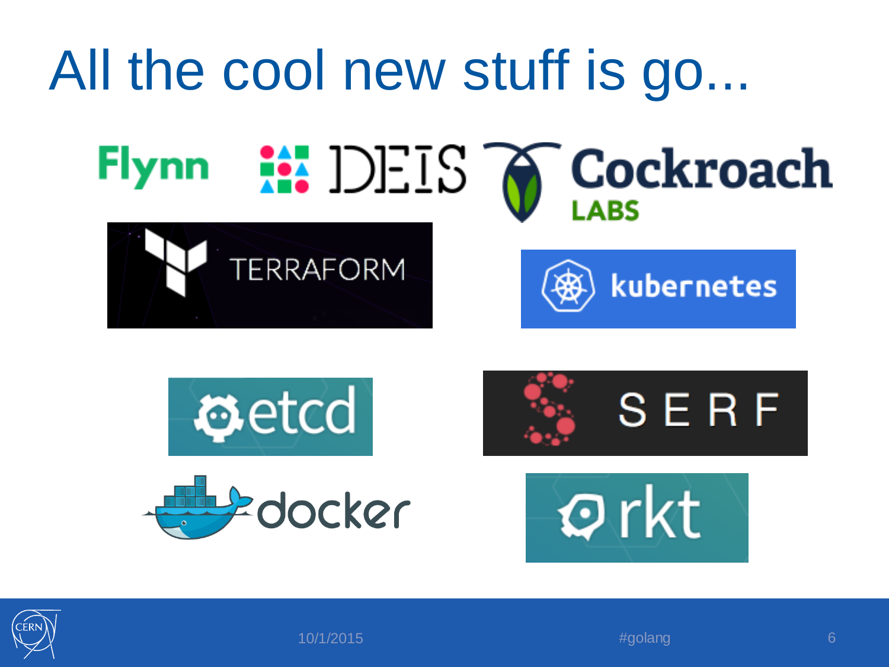# All the cool new stuff is go...

Flynn

DEIS

Cockroach LABS

TERRAFORM

kubernetes

etcd

SERF

docker

rkt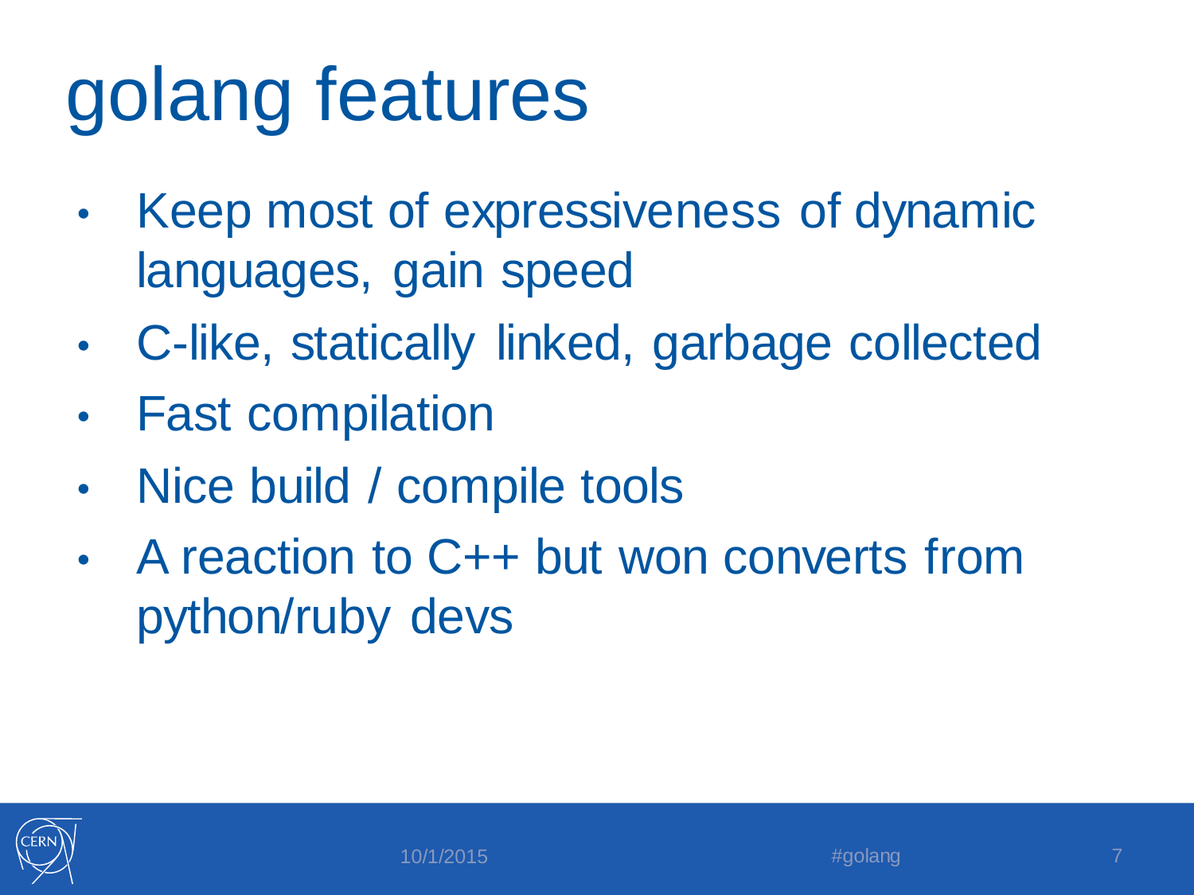# golang features

- Keep most of expressiveness of dynamic languages, gain speed
- C-like, statically linked, garbage collected
- Fast compilation
- Nice build / compile tools
- A reaction to C++ but won converts from python/ruby devs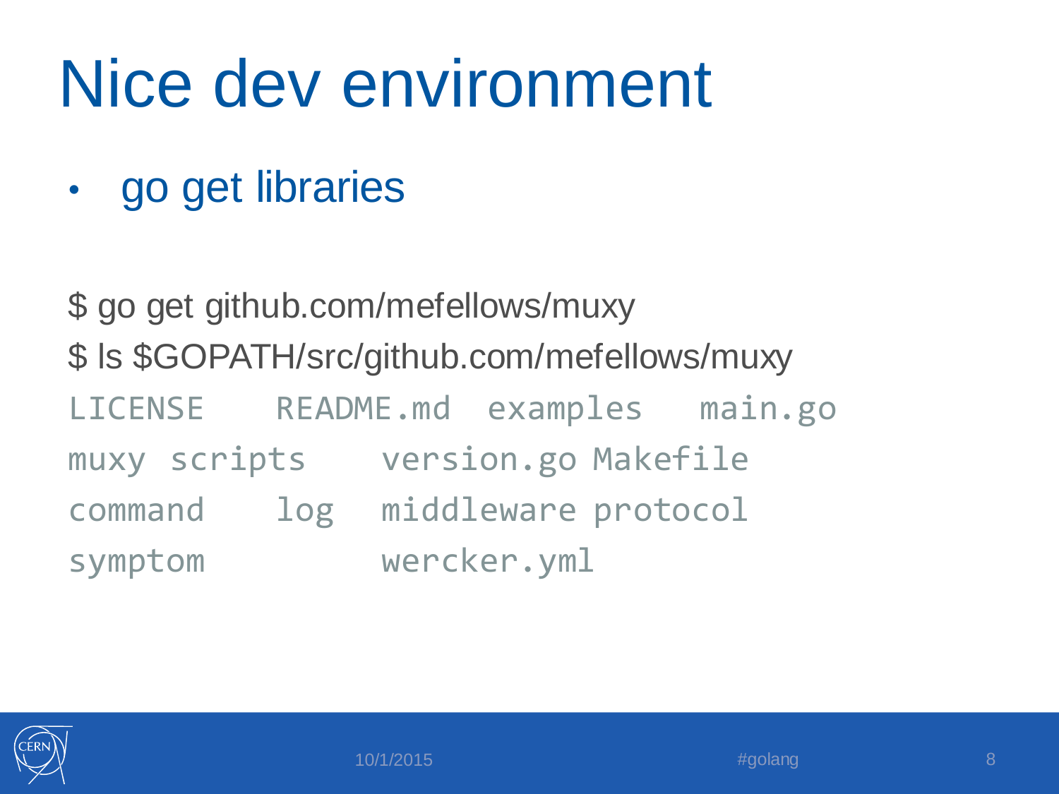# Nice dev environment

- go get libraries

```
$ go get github.com/mefellows/muxy
$ ls $GOPATH/src/github.com/mefellows/muxy
LICENSE    README.md  examples   main.go
muxy  scripts    version.go Makefile
command    log   middleware protocol
symptom          wercker.yml
```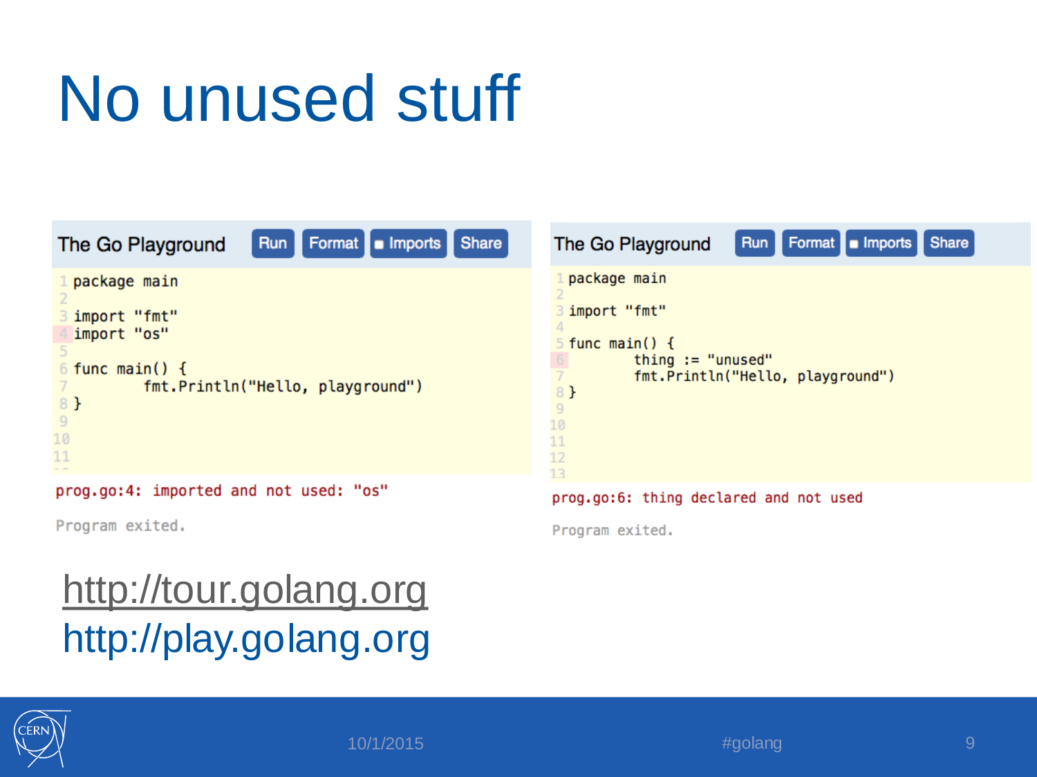# No unused stuff

The Go Playground — Run | Format | Imports | Share

```go
package main

import "fmt"
import "os"

func main() {
	fmt.Println("Hello, playground")
}
```

```
prog.go:4: imported and not used: "os"

Program exited.
```

The Go Playground — Run | Format | Imports | Share

```go
package main

import "fmt"

func main() {
	thing := "unused"
	fmt.Println("Hello, playground")
}
```

```
prog.go:6: thing declared and not used

Program exited.
```

http://tour.golang.org
http://play.golang.org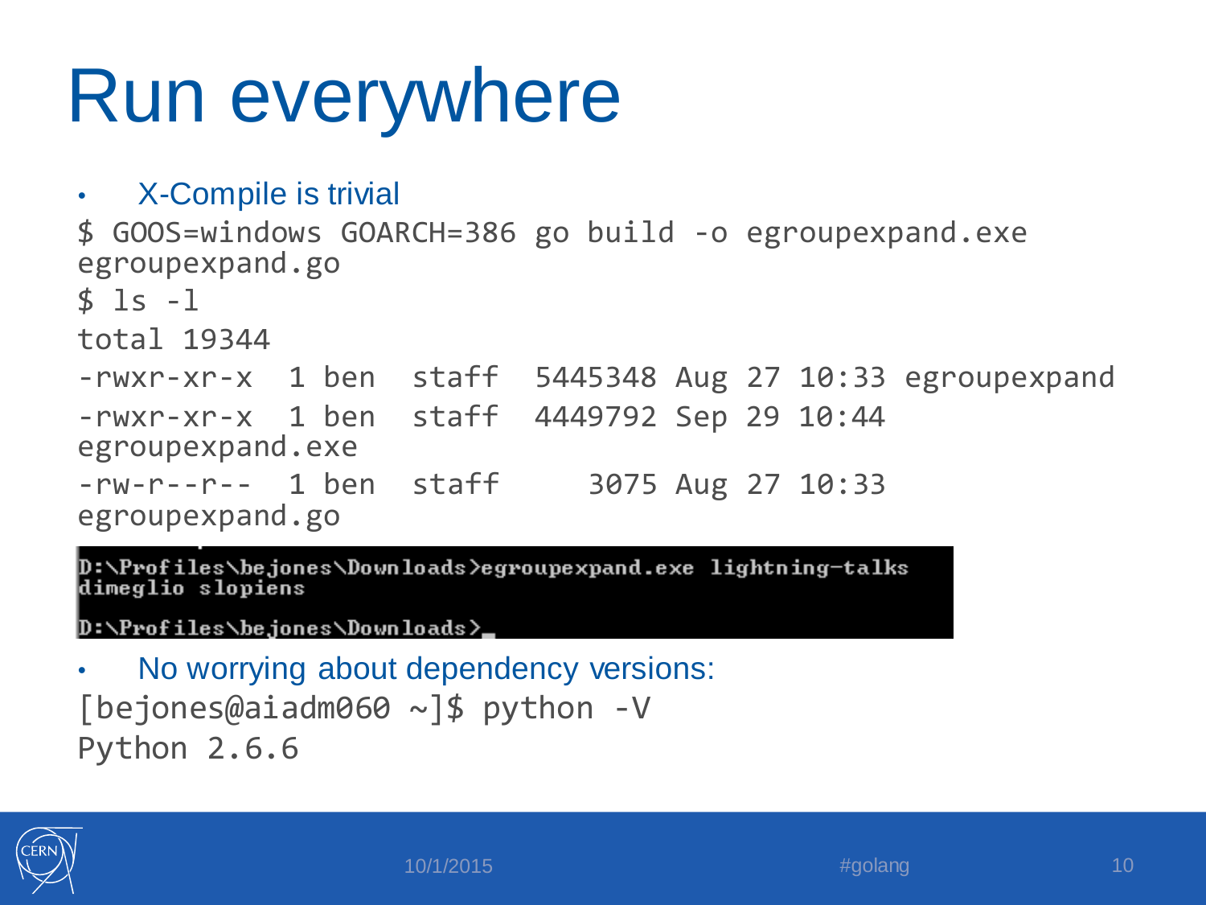# Run everywhere

- X-Compile is trivial

```
$ GOOS=windows GOARCH=386 go build -o egroupexpand.exe egroupexpand.go
$ ls -l
total 19344
-rwxr-xr-x  1 ben  staff  5445348 Aug 27 10:33 egroupexpand
-rwxr-xr-x  1 ben  staff  4449792 Sep 29 10:44 egroupexpand.exe
-rw-r--r--  1 ben  staff     3075 Aug 27 10:33 egroupexpand.go
```

```
D:\Profiles\bejones\Downloads>egroupexpand.exe lightning-talks
dimeglio slopiens

D:\Profiles\bejones\Downloads>_
```

- No worrying about dependency versions:

```
[bejones@aiadm060 ~]$ python -V
Python 2.6.6
```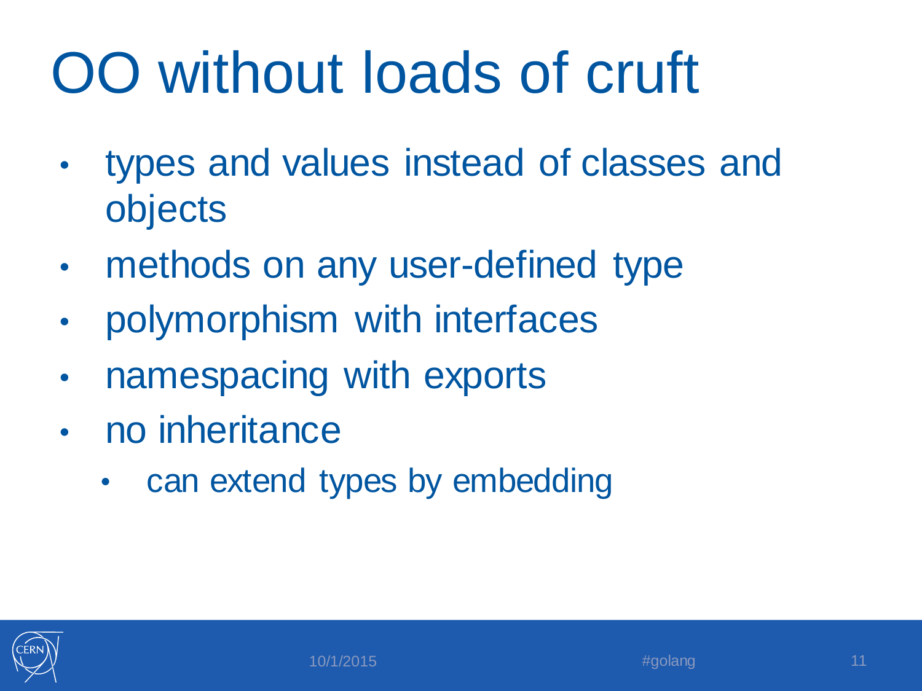# OO without loads of cruft

- types and values instead of classes and objects
- methods on any user-defined type
- polymorphism with interfaces
- namespacing with exports
- no inheritance
  - can extend types by embedding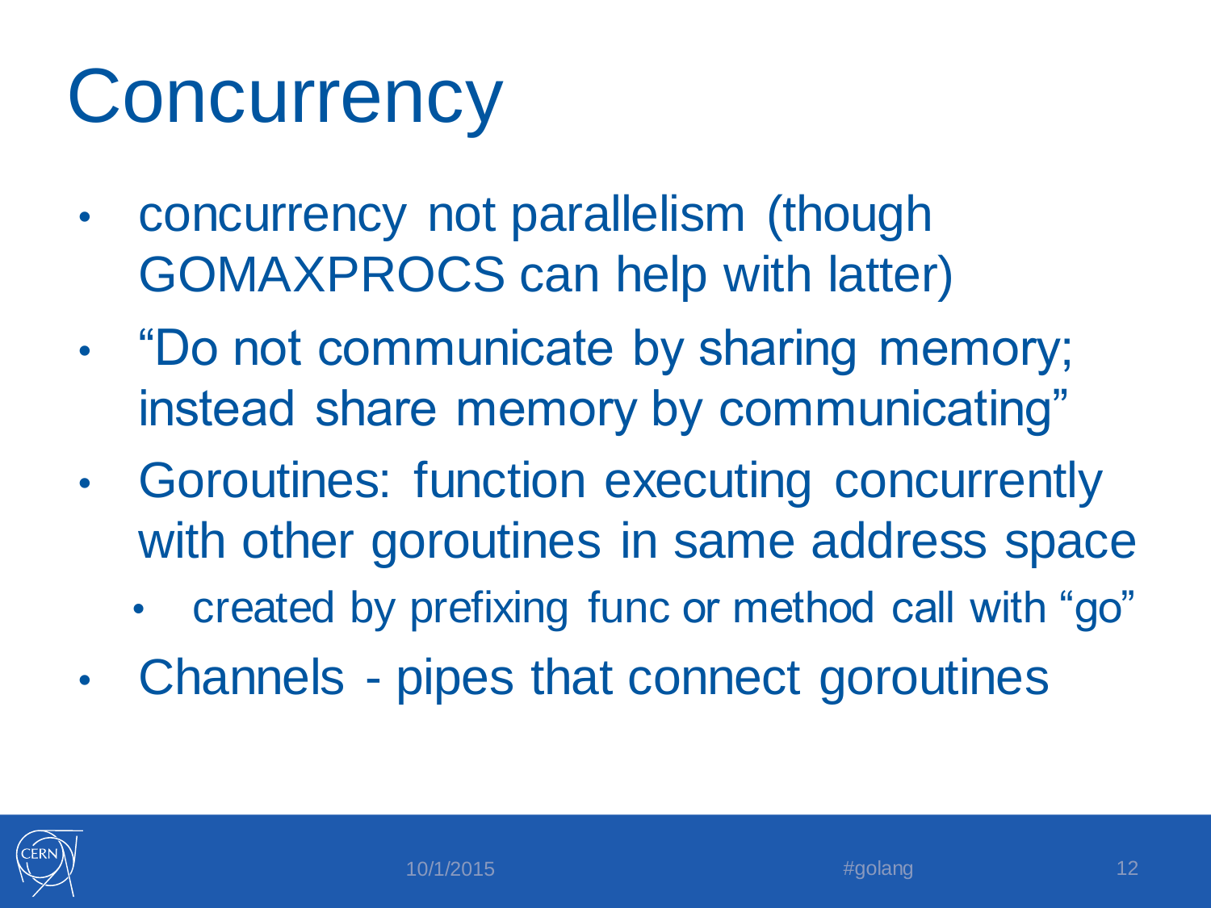# Concurrency

- concurrency not parallelism (though GOMAXPROCS can help with latter)
- “Do not communicate by sharing memory; instead share memory by communicating”
- Goroutines: function executing concurrently with other goroutines in same address space
  - created by prefixing func or method call with “go”
- Channels - pipes that connect goroutines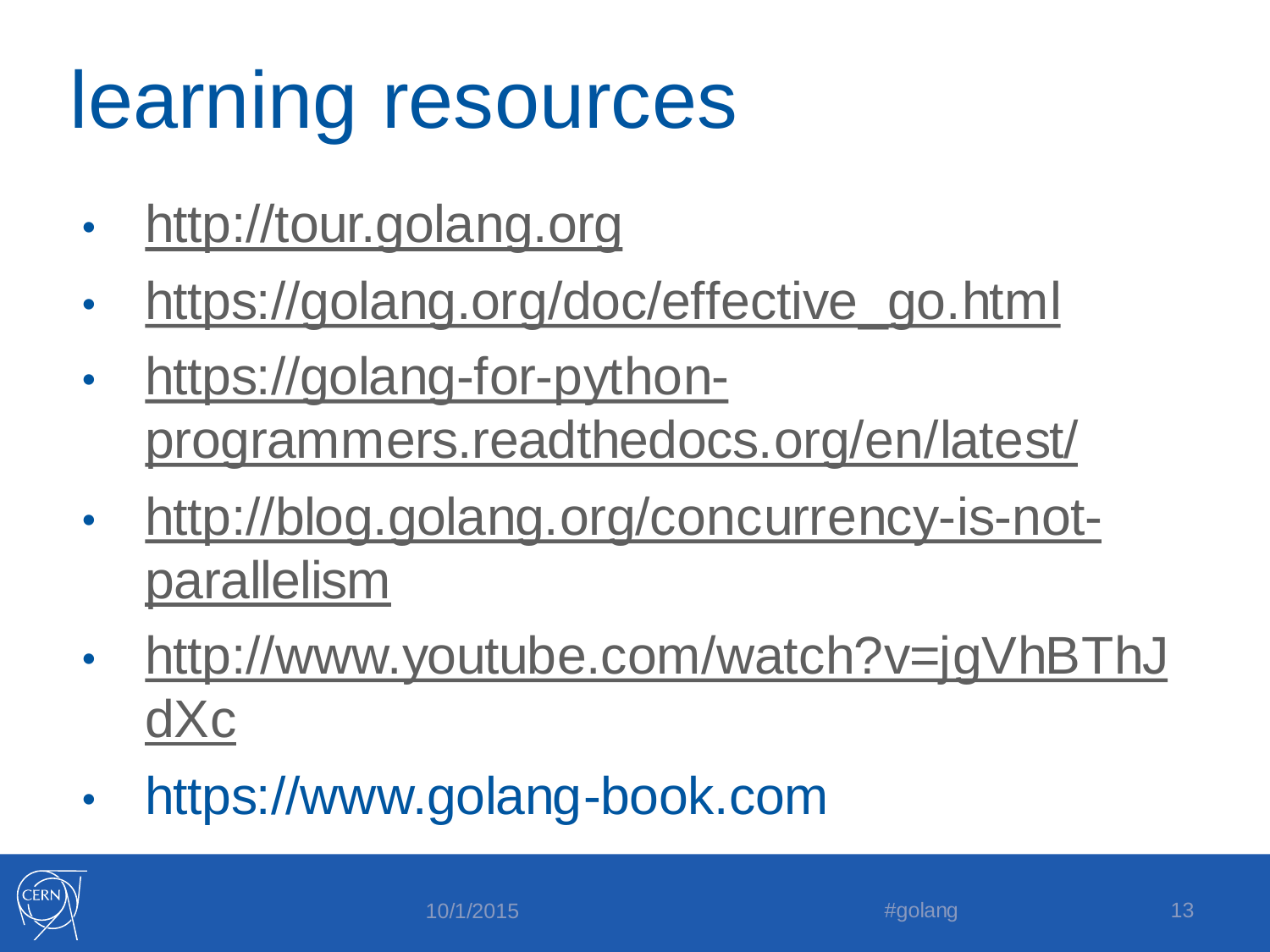# learning resources

- http://tour.golang.org
- https://golang.org/doc/effective_go.html
- https://golang-for-python-programmers.readthedocs.org/en/latest/
- http://blog.golang.org/concurrency-is-not-parallelism
- http://www.youtube.com/watch?v=jgVhBThJdXc
- https://www.golang-book.com